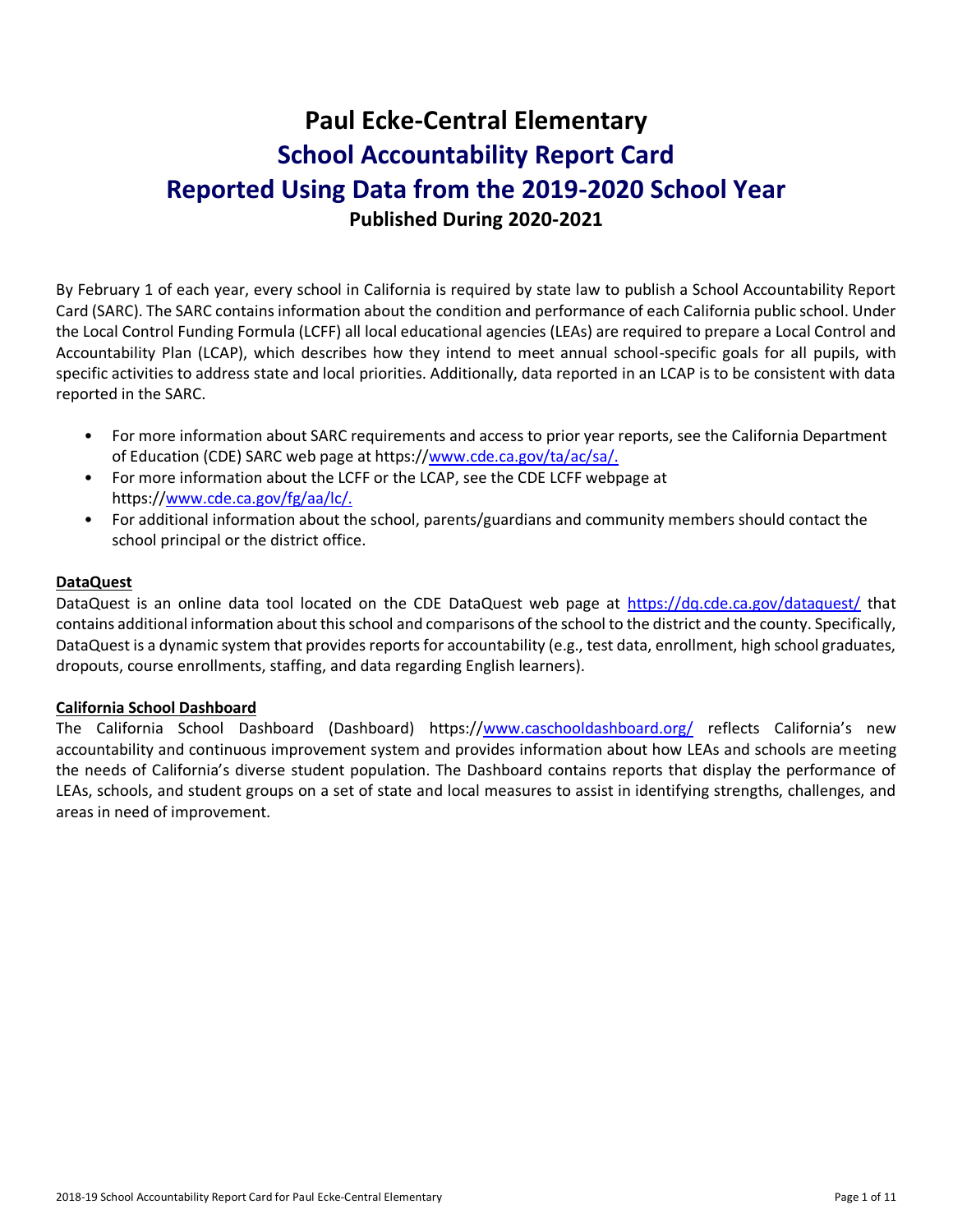# Paul Ecke-Central Elementary

## School Accountability Report Card

## Reported Using Data from the 2019-2020 School Year

### Published During 2020-2021

By February 1 of each year, every school in California is required by state law to publish a School Accountability Report Card (SARC). The SARC contains information about the condition and performance of each California public school. Under the Local Control Funding Formula (LCFF) all local educational agencies (LEAs) are required to prepare a Local Control and Accountability Plan (LCAP), which describes how they intend to meet annual school-specific goals for all pupils, with specific activities to address state and local priorities. Additionally, data reported in an LCAP is to be consistent with data reported in the SARC.

- For more information about SARC requirements and access to prior year reports, see the California Department of Education (CDE) SARC web page at https://www.cde.ca.gov/ta/ac/sa/.
- For more information about the LCFF or the LCAP, see the CDE LCFF webpage at https://www.cde.ca.gov/fg/aa/lc/.
- For additional information about the school, parents/guardians and community members should contact the school principal or the district office.

**DataQuest**

DataQuest is an online data tool located on the CDE DataQuest web page at https://dq.cde.ca.gov/dataquest/ that contains additional information about this school and comparisons of the school to the district and the county. Specifically, DataQuest is a dynamic system that provides reports for accountability (e.g., test data, enrollment, high school graduates, dropouts, course enrollments, staffing, and data regarding English learners).

**California School Dashboard**

The California School Dashboard (Dashboard) https://www.caschooldashboard.org/ reflects California's new accountability and continuous improvement system and provides information about how LEAs and schools are meeting the needs of California's diverse student population. The Dashboard contains reports that display the performance of LEAs, schools, and student groups on a set of state and local measures to assist in identifying strengths, challenges, and areas in need of improvement.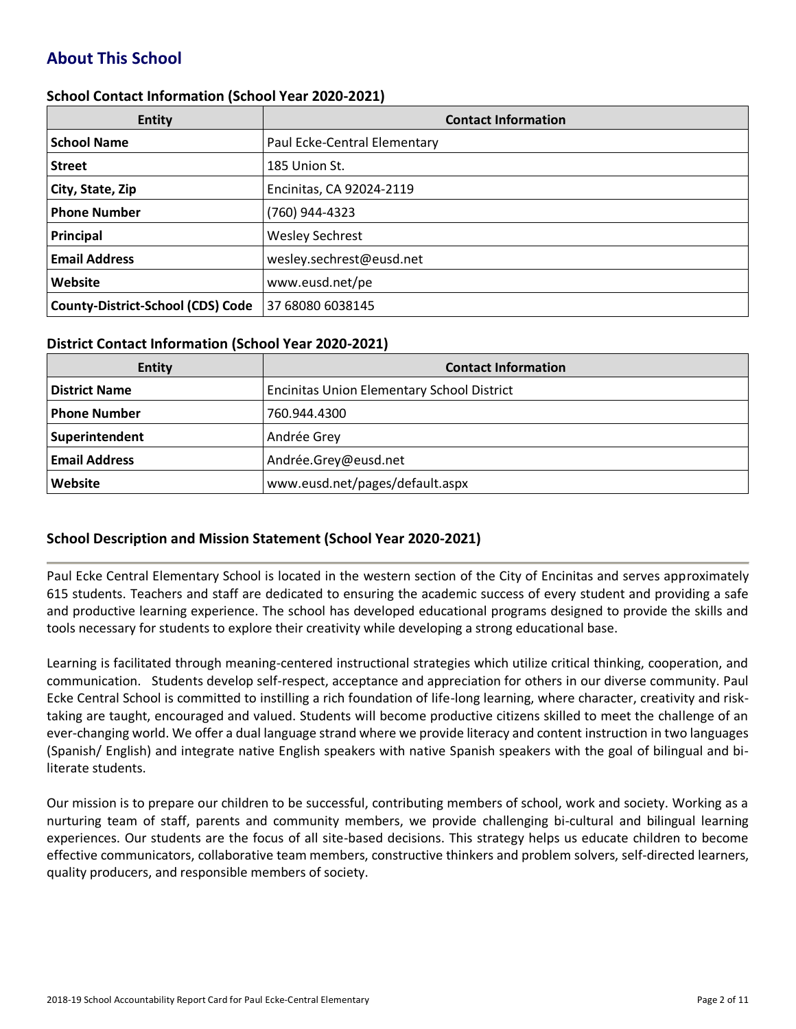## About This School

### School Contact Information (School Year 2020-2021)

| Entity | Contact Information |
| --- | --- |
| **School Name** | Paul Ecke-Central Elementary |
| **Street** | 185 Union St. |
| **City, State, Zip** | Encinitas, CA 92024-2119 |
| **Phone Number** | (760) 944-4323 |
| **Principal** | Wesley Sechrest |
| **Email Address** | wesley.sechrest@eusd.net |
| **Website** | www.eusd.net/pe |
| **County-District-School (CDS) Code** | 37 68080 6038145 |

### District Contact Information (School Year 2020-2021)

| Entity | Contact Information |
| --- | --- |
| **District Name** | Encinitas Union Elementary School District |
| **Phone Number** | 760.944.4300 |
| **Superintendent** | Andrée Grey |
| **Email Address** | Andrée.Grey@eusd.net |
| **Website** | www.eusd.net/pages/default.aspx |

### School Description and Mission Statement (School Year 2020-2021)

Paul Ecke Central Elementary School is located in the western section of the City of Encinitas and serves approximately 615 students. Teachers and staff are dedicated to ensuring the academic success of every student and providing a safe and productive learning experience. The school has developed educational programs designed to provide the skills and tools necessary for students to explore their creativity while developing a strong educational base.

Learning is facilitated through meaning-centered instructional strategies which utilize critical thinking, cooperation, and communication. Students develop self-respect, acceptance and appreciation for others in our diverse community. Paul Ecke Central School is committed to instilling a rich foundation of life-long learning, where character, creativity and risk-taking are taught, encouraged and valued. Students will become productive citizens skilled to meet the challenge of an ever-changing world. We offer a dual language strand where we provide literacy and content instruction in two languages (Spanish/ English) and integrate native English speakers with native Spanish speakers with the goal of bilingual and bi-literate students.

Our mission is to prepare our children to be successful, contributing members of school, work and society. Working as a nurturing team of staff, parents and community members, we provide challenging bi-cultural and bilingual learning experiences. Our students are the focus of all site-based decisions. This strategy helps us educate children to become effective communicators, collaborative team members, constructive thinkers and problem solvers, self-directed learners, quality producers, and responsible members of society.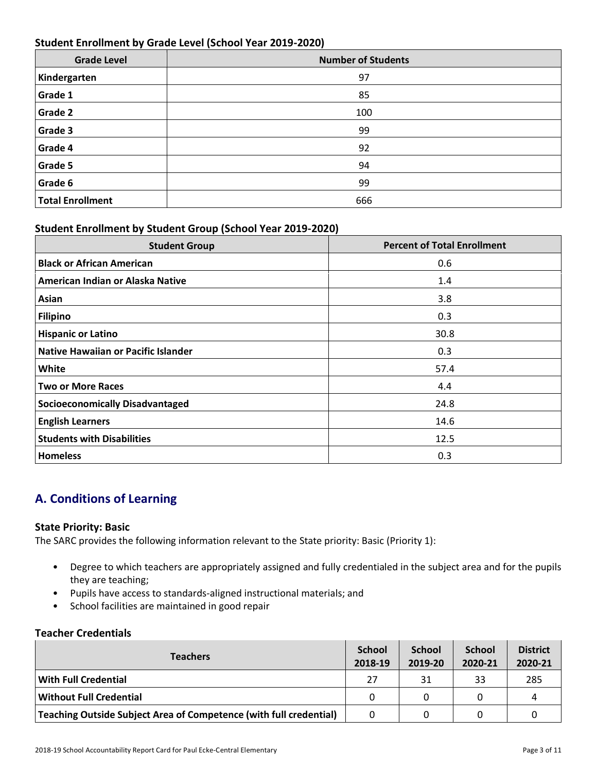### Student Enrollment by Grade Level (School Year 2019-2020)

| Grade Level | Number of Students |
|---|---|
| **Kindergarten** | 97 |
| **Grade 1** | 85 |
| **Grade 2** | 100 |
| **Grade 3** | 99 |
| **Grade 4** | 92 |
| **Grade 5** | 94 |
| **Grade 6** | 99 |
| **Total Enrollment** | 666 |

### Student Enrollment by Student Group (School Year 2019-2020)

| Student Group | Percent of Total Enrollment |
|---|---|
| **Black or African American** | 0.6 |
| **American Indian or Alaska Native** | 1.4 |
| **Asian** | 3.8 |
| **Filipino** | 0.3 |
| **Hispanic or Latino** | 30.8 |
| **Native Hawaiian or Pacific Islander** | 0.3 |
| **White** | 57.4 |
| **Two or More Races** | 4.4 |
| **Socioeconomically Disadvantaged** | 24.8 |
| **English Learners** | 14.6 |
| **Students with Disabilities** | 12.5 |
| **Homeless** | 0.3 |

## A. Conditions of Learning

### State Priority: Basic

The SARC provides the following information relevant to the State priority: Basic (Priority 1):

- Degree to which teachers are appropriately assigned and fully credentialed in the subject area and for the pupils they are teaching;
- Pupils have access to standards-aligned instructional materials; and
- School facilities are maintained in good repair

### Teacher Credentials

| Teachers | School 2018-19 | School 2019-20 | School 2020-21 | District 2020-21 |
|---|---|---|---|---|
| **With Full Credential** | 27 | 31 | 33 | 285 |
| **Without Full Credential** | 0 | 0 | 0 | 4 |
| **Teaching Outside Subject Area of Competence (with full credential)** | 0 | 0 | 0 | 0 |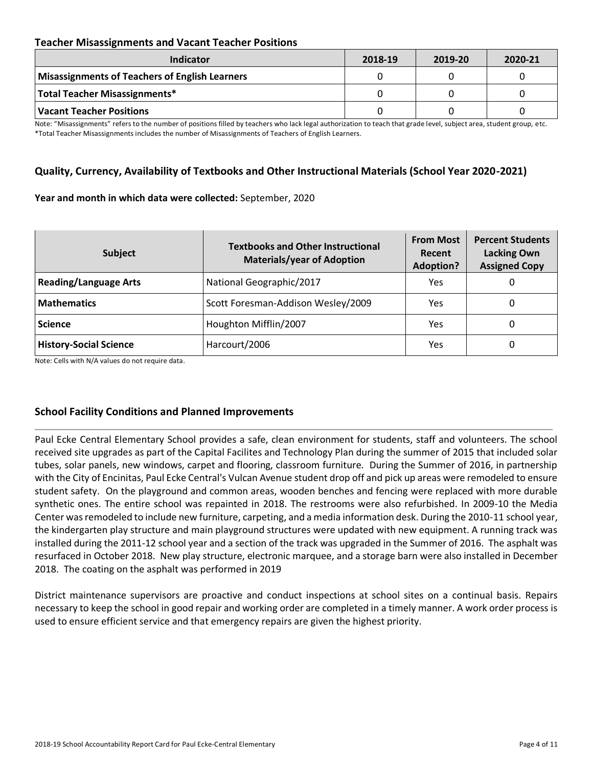### Teacher Misassignments and Vacant Teacher Positions

| Indicator | 2018-19 | 2019-20 | 2020-21 |
|---|---|---|---|
| **Misassignments of Teachers of English Learners** | 0 | 0 | 0 |
| **Total Teacher Misassignments*** | 0 | 0 | 0 |
| **Vacant Teacher Positions** | 0 | 0 | 0 |

Note: "Misassignments" refers to the number of positions filled by teachers who lack legal authorization to teach that grade level, subject area, student group, etc.
*Total Teacher Misassignments includes the number of Misassignments of Teachers of English Learners.

### Quality, Currency, Availability of Textbooks and Other Instructional Materials (School Year 2020-2021)

**Year and month in which data were collected:** September, 2020

| Subject | Textbooks and Other Instructional Materials/year of Adoption | From Most Recent Adoption? | Percent Students Lacking Own Assigned Copy |
|---|---|---|---|
| **Reading/Language Arts** | National Geographic/2017 | Yes | 0 |
| **Mathematics** | Scott Foresman-Addison Wesley/2009 | Yes | 0 |
| **Science** | Houghton Mifflin/2007 | Yes | 0 |
| **History-Social Science** | Harcourt/2006 | Yes | 0 |

Note: Cells with N/A values do not require data.

### School Facility Conditions and Planned Improvements

Paul Ecke Central Elementary School provides a safe, clean environment for students, staff and volunteers. The school received site upgrades as part of the Capital Facilites and Technology Plan during the summer of 2015 that included solar tubes, solar panels, new windows, carpet and flooring, classroom furniture. During the Summer of 2016, in partnership with the City of Encinitas, Paul Ecke Central's Vulcan Avenue student drop off and pick up areas were remodeled to ensure student safety. On the playground and common areas, wooden benches and fencing were replaced with more durable synthetic ones. The entire school was repainted in 2018. The restrooms were also refurbished. In 2009-10 the Media Center was remodeled to include new furniture, carpeting, and a media information desk. During the 2010-11 school year, the kindergarten play structure and main playground structures were updated with new equipment. A running track was installed during the 2011-12 school year and a section of the track was upgraded in the Summer of 2016. The asphalt was resurfaced in October 2018. New play structure, electronic marquee, and a storage barn were also installed in December 2018. The coating on the asphalt was performed in 2019

District maintenance supervisors are proactive and conduct inspections at school sites on a continual basis. Repairs necessary to keep the school in good repair and working order are completed in a timely manner. A work order process is used to ensure efficient service and that emergency repairs are given the highest priority.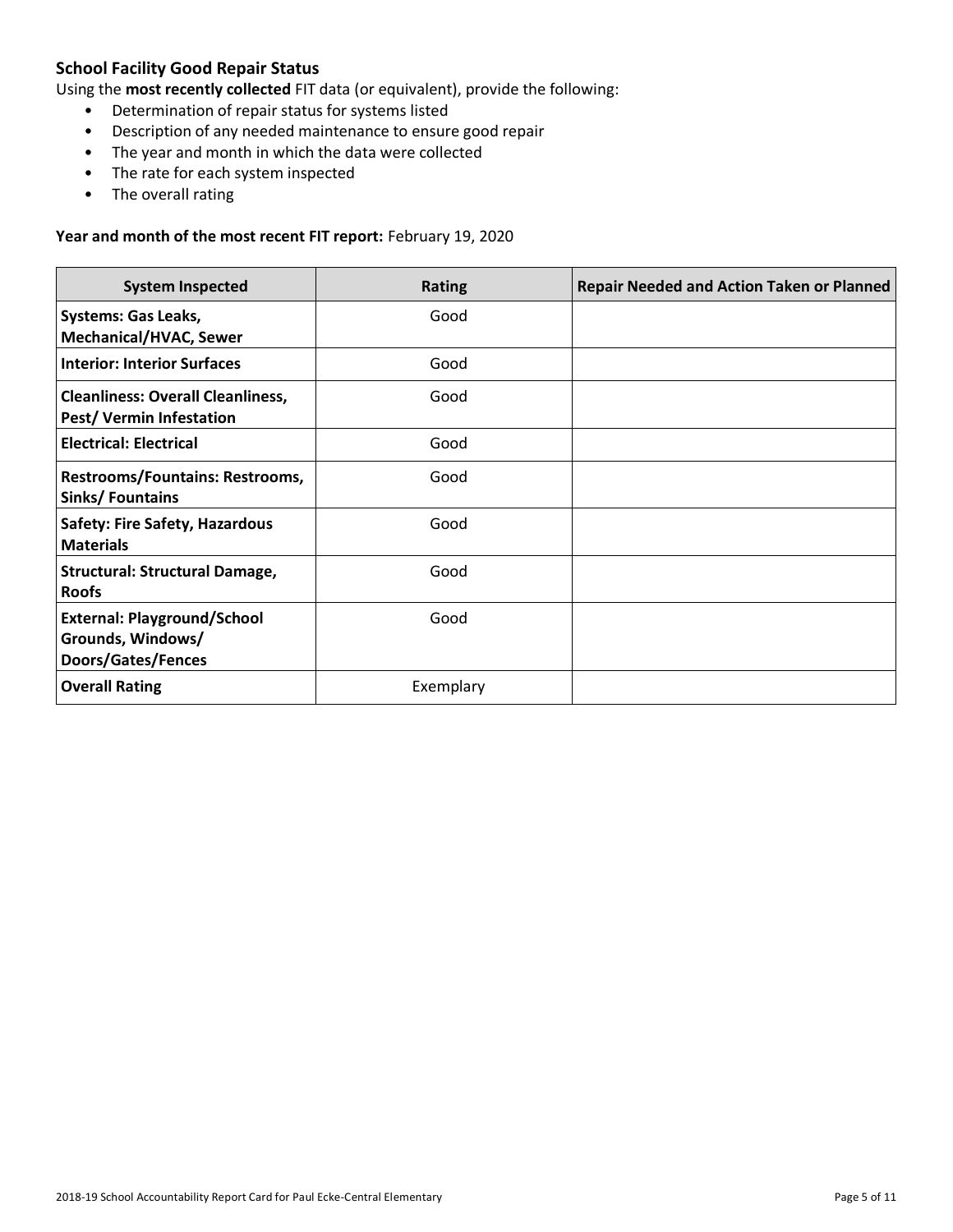### School Facility Good Repair Status

Using the **most recently collected** FIT data (or equivalent), provide the following:

- Determination of repair status for systems listed
- Description of any needed maintenance to ensure good repair
- The year and month in which the data were collected
- The rate for each system inspected
- The overall rating

**Year and month of the most recent FIT report:** February 19, 2020

| System Inspected | Rating | Repair Needed and Action Taken or Planned |
|---|---|---|
| **Systems: Gas Leaks, Mechanical/HVAC, Sewer** | Good | |
| **Interior: Interior Surfaces** | Good | |
| **Cleanliness: Overall Cleanliness, Pest/ Vermin Infestation** | Good | |
| **Electrical: Electrical** | Good | |
| **Restrooms/Fountains: Restrooms, Sinks/ Fountains** | Good | |
| **Safety: Fire Safety, Hazardous Materials** | Good | |
| **Structural: Structural Damage, Roofs** | Good | |
| **External: Playground/School Grounds, Windows/ Doors/Gates/Fences** | Good | |
| **Overall Rating** | Exemplary | |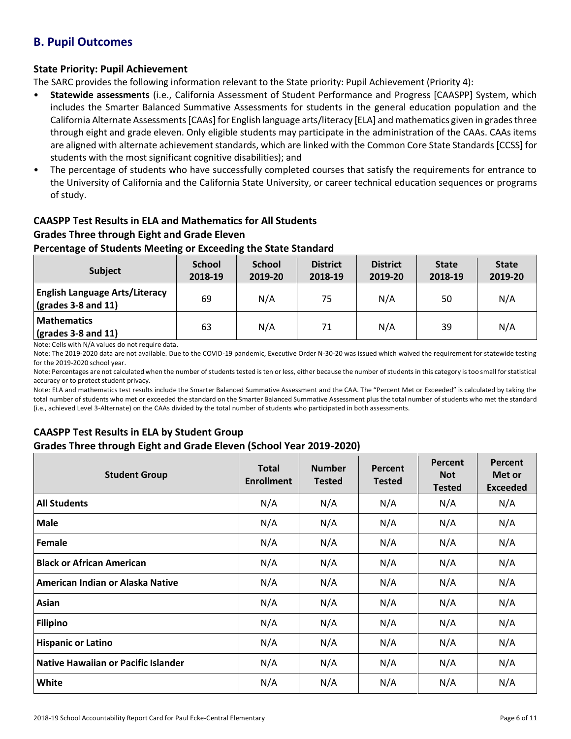## B. Pupil Outcomes

### State Priority: Pupil Achievement

The SARC provides the following information relevant to the State priority: Pupil Achievement (Priority 4):

- **Statewide assessments** (i.e., California Assessment of Student Performance and Progress [CAASPP] System, which includes the Smarter Balanced Summative Assessments for students in the general education population and the California Alternate Assessments [CAAs] for English language arts/literacy [ELA] and mathematics given in grades three through eight and grade eleven. Only eligible students may participate in the administration of the CAAs. CAAs items are aligned with alternate achievement standards, which are linked with the Common Core State Standards [CCSS] for students with the most significant cognitive disabilities); and
- The percentage of students who have successfully completed courses that satisfy the requirements for entrance to the University of California and the California State University, or career technical education sequences or programs of study.

### CAASPP Test Results in ELA and Mathematics for All Students
### Grades Three through Eight and Grade Eleven
### Percentage of Students Meeting or Exceeding the State Standard

| Subject | School 2018-19 | School 2019-20 | District 2018-19 | District 2019-20 | State 2018-19 | State 2019-20 |
|---|---|---|---|---|---|---|
| **English Language Arts/Literacy (grades 3-8 and 11)** | 69 | N/A | 75 | N/A | 50 | N/A |
| **Mathematics (grades 3-8 and 11)** | 63 | N/A | 71 | N/A | 39 | N/A |

Note: Cells with N/A values do not require data.

Note: The 2019-2020 data are not available. Due to the COVID-19 pandemic, Executive Order N-30-20 was issued which waived the requirement for statewide testing for the 2019-2020 school year.

Note: Percentages are not calculated when the number of students tested is ten or less, either because the number of students in this category is too small for statistical accuracy or to protect student privacy.

Note: ELA and mathematics test results include the Smarter Balanced Summative Assessment and the CAA. The "Percent Met or Exceeded" is calculated by taking the total number of students who met or exceeded the standard on the Smarter Balanced Summative Assessment plus the total number of students who met the standard (i.e., achieved Level 3-Alternate) on the CAAs divided by the total number of students who participated in both assessments.

### CAASPP Test Results in ELA by Student Group
### Grades Three through Eight and Grade Eleven (School Year 2019-2020)

| Student Group | Total Enrollment | Number Tested | Percent Tested | Percent Not Tested | Percent Met or Exceeded |
|---|---|---|---|---|---|
| **All Students** | N/A | N/A | N/A | N/A | N/A |
| **Male** | N/A | N/A | N/A | N/A | N/A |
| **Female** | N/A | N/A | N/A | N/A | N/A |
| **Black or African American** | N/A | N/A | N/A | N/A | N/A |
| **American Indian or Alaska Native** | N/A | N/A | N/A | N/A | N/A |
| **Asian** | N/A | N/A | N/A | N/A | N/A |
| **Filipino** | N/A | N/A | N/A | N/A | N/A |
| **Hispanic or Latino** | N/A | N/A | N/A | N/A | N/A |
| **Native Hawaiian or Pacific Islander** | N/A | N/A | N/A | N/A | N/A |
| **White** | N/A | N/A | N/A | N/A | N/A |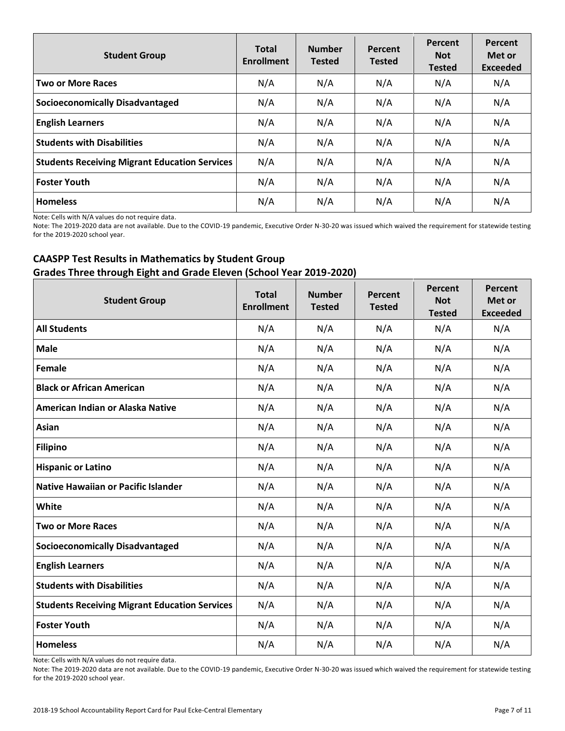| Student Group | Total Enrollment | Number Tested | Percent Tested | Percent Not Tested | Percent Met or Exceeded |
|---|---|---|---|---|---|
| **Two or More Races** | N/A | N/A | N/A | N/A | N/A |
| **Socioeconomically Disadvantaged** | N/A | N/A | N/A | N/A | N/A |
| **English Learners** | N/A | N/A | N/A | N/A | N/A |
| **Students with Disabilities** | N/A | N/A | N/A | N/A | N/A |
| **Students Receiving Migrant Education Services** | N/A | N/A | N/A | N/A | N/A |
| **Foster Youth** | N/A | N/A | N/A | N/A | N/A |
| **Homeless** | N/A | N/A | N/A | N/A | N/A |

Note: Cells with N/A values do not require data.

Note: The 2019-2020 data are not available. Due to the COVID-19 pandemic, Executive Order N-30-20 was issued which waived the requirement for statewide testing for the 2019-2020 school year.

### CAASPP Test Results in Mathematics by Student Group
### Grades Three through Eight and Grade Eleven (School Year 2019-2020)

| Student Group | Total Enrollment | Number Tested | Percent Tested | Percent Not Tested | Percent Met or Exceeded |
|---|---|---|---|---|---|
| **All Students** | N/A | N/A | N/A | N/A | N/A |
| **Male** | N/A | N/A | N/A | N/A | N/A |
| **Female** | N/A | N/A | N/A | N/A | N/A |
| **Black or African American** | N/A | N/A | N/A | N/A | N/A |
| **American Indian or Alaska Native** | N/A | N/A | N/A | N/A | N/A |
| **Asian** | N/A | N/A | N/A | N/A | N/A |
| **Filipino** | N/A | N/A | N/A | N/A | N/A |
| **Hispanic or Latino** | N/A | N/A | N/A | N/A | N/A |
| **Native Hawaiian or Pacific Islander** | N/A | N/A | N/A | N/A | N/A |
| **White** | N/A | N/A | N/A | N/A | N/A |
| **Two or More Races** | N/A | N/A | N/A | N/A | N/A |
| **Socioeconomically Disadvantaged** | N/A | N/A | N/A | N/A | N/A |
| **English Learners** | N/A | N/A | N/A | N/A | N/A |
| **Students with Disabilities** | N/A | N/A | N/A | N/A | N/A |
| **Students Receiving Migrant Education Services** | N/A | N/A | N/A | N/A | N/A |
| **Foster Youth** | N/A | N/A | N/A | N/A | N/A |
| **Homeless** | N/A | N/A | N/A | N/A | N/A |

Note: Cells with N/A values do not require data.

Note: The 2019-2020 data are not available. Due to the COVID-19 pandemic, Executive Order N-30-20 was issued which waived the requirement for statewide testing for the 2019-2020 school year.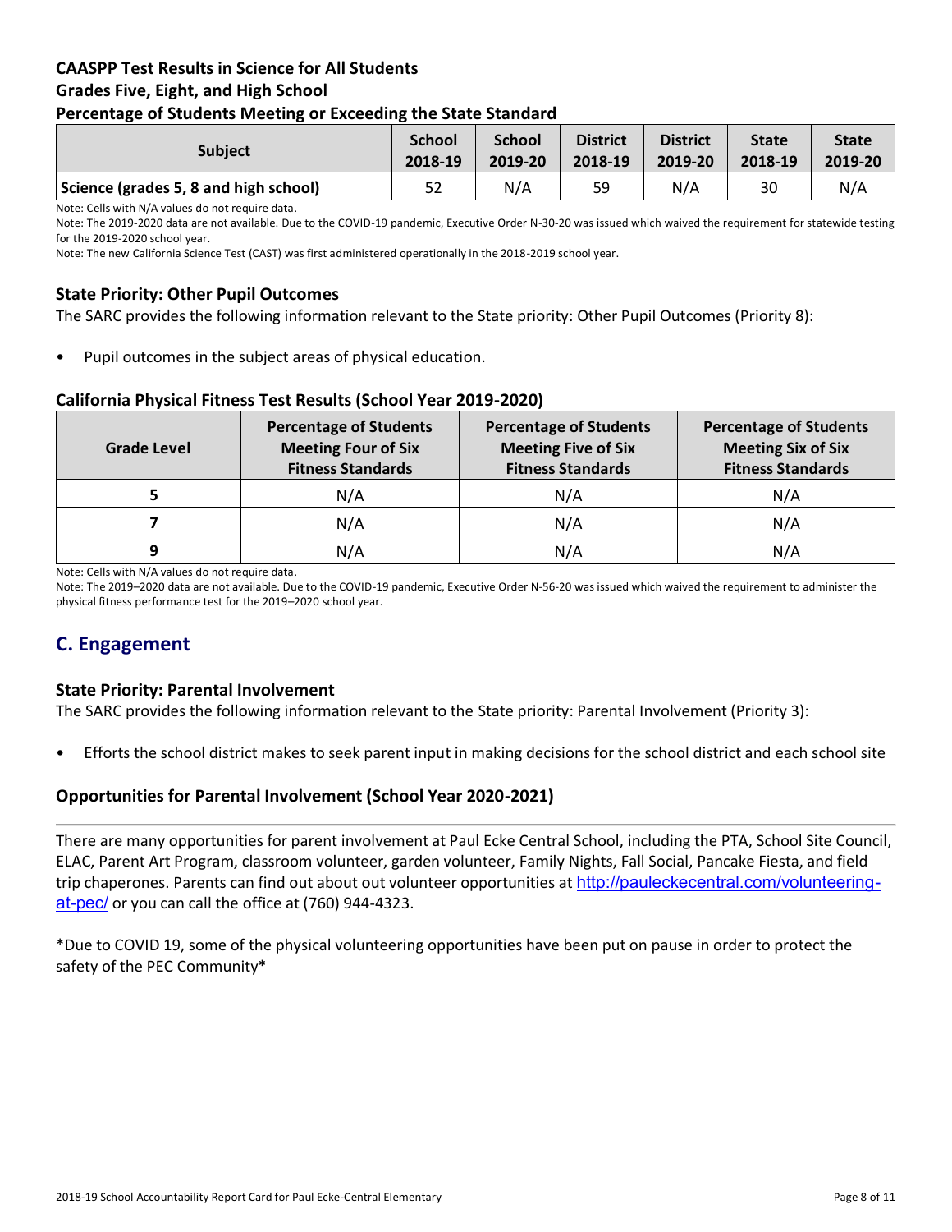### CAASPP Test Results in Science for All Students
### Grades Five, Eight, and High School
### Percentage of Students Meeting or Exceeding the State Standard

| Subject | School 2018-19 | School 2019-20 | District 2018-19 | District 2019-20 | State 2018-19 | State 2019-20 |
|---|---|---|---|---|---|---|
| Science (grades 5, 8 and high school) | 52 | N/A | 59 | N/A | 30 | N/A |

Note: Cells with N/A values do not require data.

Note: The 2019-2020 data are not available. Due to the COVID-19 pandemic, Executive Order N-30-20 was issued which waived the requirement for statewide testing for the 2019-2020 school year.

Note: The new California Science Test (CAST) was first administered operationally in the 2018-2019 school year.

### State Priority: Other Pupil Outcomes

The SARC provides the following information relevant to the State priority: Other Pupil Outcomes (Priority 8):

- Pupil outcomes in the subject areas of physical education.

### California Physical Fitness Test Results (School Year 2019-2020)

| Grade Level | Percentage of Students Meeting Four of Six Fitness Standards | Percentage of Students Meeting Five of Six Fitness Standards | Percentage of Students Meeting Six of Six Fitness Standards |
|---|---|---|---|
| 5 | N/A | N/A | N/A |
| 7 | N/A | N/A | N/A |
| 9 | N/A | N/A | N/A |

Note: Cells with N/A values do not require data.

Note: The 2019–2020 data are not available. Due to the COVID-19 pandemic, Executive Order N-56-20 was issued which waived the requirement to administer the physical fitness performance test for the 2019–2020 school year.

## C. Engagement

### State Priority: Parental Involvement

The SARC provides the following information relevant to the State priority: Parental Involvement (Priority 3):

- Efforts the school district makes to seek parent input in making decisions for the school district and each school site

### Opportunities for Parental Involvement (School Year 2020-2021)

There are many opportunities for parent involvement at Paul Ecke Central School, including the PTA, School Site Council, ELAC, Parent Art Program, classroom volunteer, garden volunteer, Family Nights, Fall Social, Pancake Fiesta, and field trip chaperones. Parents can find out about out volunteer opportunities at [http://pauleckecentral.com/volunteering-at-pec/](http://pauleckecentral.com/volunteering-at-pec/) or you can call the office at (760) 944-4323.

*Due to COVID 19, some of the physical volunteering opportunities have been put on pause in order to protect the safety of the PEC Community*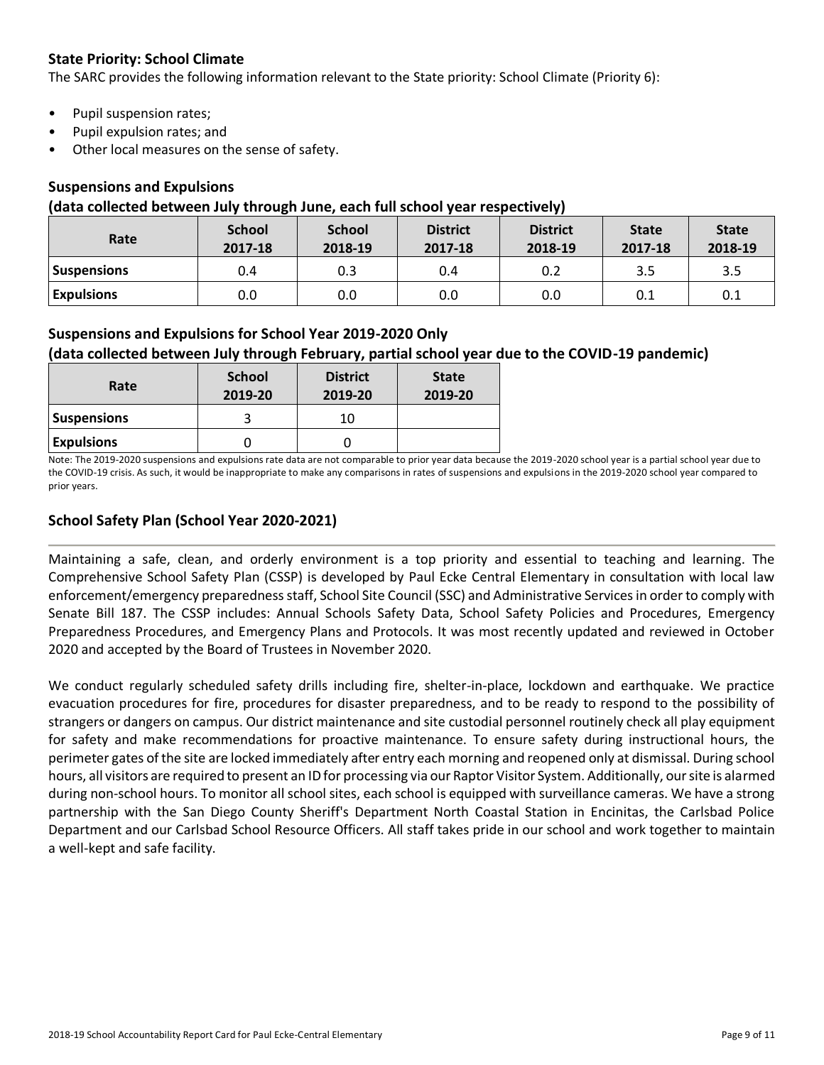### State Priority: School Climate

The SARC provides the following information relevant to the State priority: School Climate (Priority 6):

- Pupil suspension rates;
- Pupil expulsion rates; and
- Other local measures on the sense of safety.

### Suspensions and Expulsions

**(data collected between July through June, each full school year respectively)**

| Rate | School 2017-18 | School 2018-19 | District 2017-18 | District 2018-19 | State 2017-18 | State 2018-19 |
|---|---|---|---|---|---|---|
| **Suspensions** | 0.4 | 0.3 | 0.4 | 0.2 | 3.5 | 3.5 |
| **Expulsions** | 0.0 | 0.0 | 0.0 | 0.0 | 0.1 | 0.1 |

### Suspensions and Expulsions for School Year 2019-2020 Only

**(data collected between July through February, partial school year due to the COVID-19 pandemic)**

| Rate | School 2019-20 | District 2019-20 | State 2019-20 |
|---|---|---|---|
| **Suspensions** | 3 | 10 | |
| **Expulsions** | 0 | 0 | |

Note: The 2019-2020 suspensions and expulsions rate data are not comparable to prior year data because the 2019-2020 school year is a partial school year due to the COVID-19 crisis. As such, it would be inappropriate to make any comparisons in rates of suspensions and expulsions in the 2019-2020 school year compared to prior years.

### School Safety Plan (School Year 2020-2021)

Maintaining a safe, clean, and orderly environment is a top priority and essential to teaching and learning. The Comprehensive School Safety Plan (CSSP) is developed by Paul Ecke Central Elementary in consultation with local law enforcement/emergency preparedness staff, School Site Council (SSC) and Administrative Services in order to comply with Senate Bill 187. The CSSP includes: Annual Schools Safety Data, School Safety Policies and Procedures, Emergency Preparedness Procedures, and Emergency Plans and Protocols. It was most recently updated and reviewed in October 2020 and accepted by the Board of Trustees in November 2020.

We conduct regularly scheduled safety drills including fire, shelter-in-place, lockdown and earthquake. We practice evacuation procedures for fire, procedures for disaster preparedness, and to be ready to respond to the possibility of strangers or dangers on campus. Our district maintenance and site custodial personnel routinely check all play equipment for safety and make recommendations for proactive maintenance. To ensure safety during instructional hours, the perimeter gates of the site are locked immediately after entry each morning and reopened only at dismissal. During school hours, all visitors are required to present an ID for processing via our Raptor Visitor System. Additionally, our site is alarmed during non-school hours. To monitor all school sites, each school is equipped with surveillance cameras. We have a strong partnership with the San Diego County Sheriff's Department North Coastal Station in Encinitas, the Carlsbad Police Department and our Carlsbad School Resource Officers. All staff takes pride in our school and work together to maintain a well-kept and safe facility.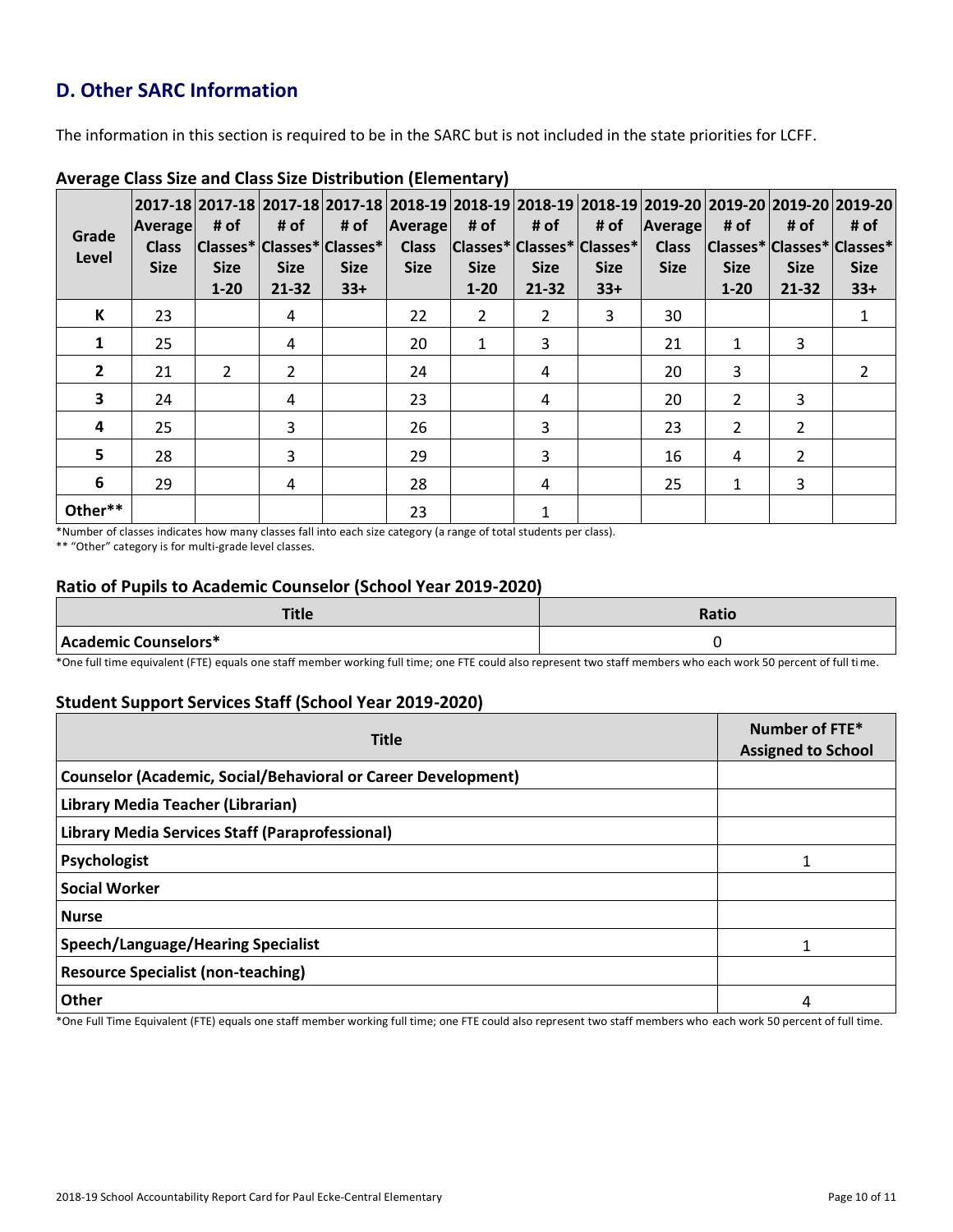## D. Other SARC Information

The information in this section is required to be in the SARC but is not included in the state priorities for LCFF.

### Average Class Size and Class Size Distribution (Elementary)

| Grade Level | 2017-18 Average Class Size | 2017-18 # of Classes* Size 1-20 | 2017-18 # of Classes* Size 21-32 | 2017-18 # of Classes* Size 33+ | 2018-19 Average Class Size | 2018-19 # of Classes* Size 1-20 | 2018-19 # of Classes* Size 21-32 | 2018-19 # of Classes* Size 33+ | 2019-20 Average Class Size | 2019-20 # of Classes* Size 1-20 | 2019-20 # of Classes* Size 21-32 | 2019-20 # of Classes* Size 33+ |
|---|---|---|---|---|---|---|---|---|---|---|---|---|
| K | 23 | | 4 | | 22 | 2 | 2 | 3 | 30 | | | 1 |
| 1 | 25 | | 4 | | 20 | 1 | 3 | | 21 | 1 | 3 | |
| 2 | 21 | 2 | 2 | | 24 | | 4 | | 20 | 3 | | 2 |
| 3 | 24 | | 4 | | 23 | | 4 | | 20 | 2 | 3 | |
| 4 | 25 | | 3 | | 26 | | 3 | | 23 | 2 | 2 | |
| 5 | 28 | | 3 | | 29 | | 3 | | 16 | 4 | 2 | |
| 6 | 29 | | 4 | | 28 | | 4 | | 25 | 1 | 3 | |
| Other** | | | | | 23 | | 1 | | | | | |

*Number of classes indicates how many classes fall into each size category (a range of total students per class).

** "Other" category is for multi-grade level classes.

### Ratio of Pupils to Academic Counselor (School Year 2019-2020)

| Title | Ratio |
|---|---|
| Academic Counselors* | 0 |

*One full time equivalent (FTE) equals one staff member working full time; one FTE could also represent two staff members who each work 50 percent of full time.

### Student Support Services Staff (School Year 2019-2020)

| Title | Number of FTE* Assigned to School |
|---|---|
| Counselor (Academic, Social/Behavioral or Career Development) | |
| Library Media Teacher (Librarian) | |
| Library Media Services Staff (Paraprofessional) | |
| Psychologist | 1 |
| Social Worker | |
| Nurse | |
| Speech/Language/Hearing Specialist | 1 |
| Resource Specialist (non-teaching) | |
| Other | 4 |

*One Full Time Equivalent (FTE) equals one staff member working full time; one FTE could also represent two staff members who each work 50 percent of full time.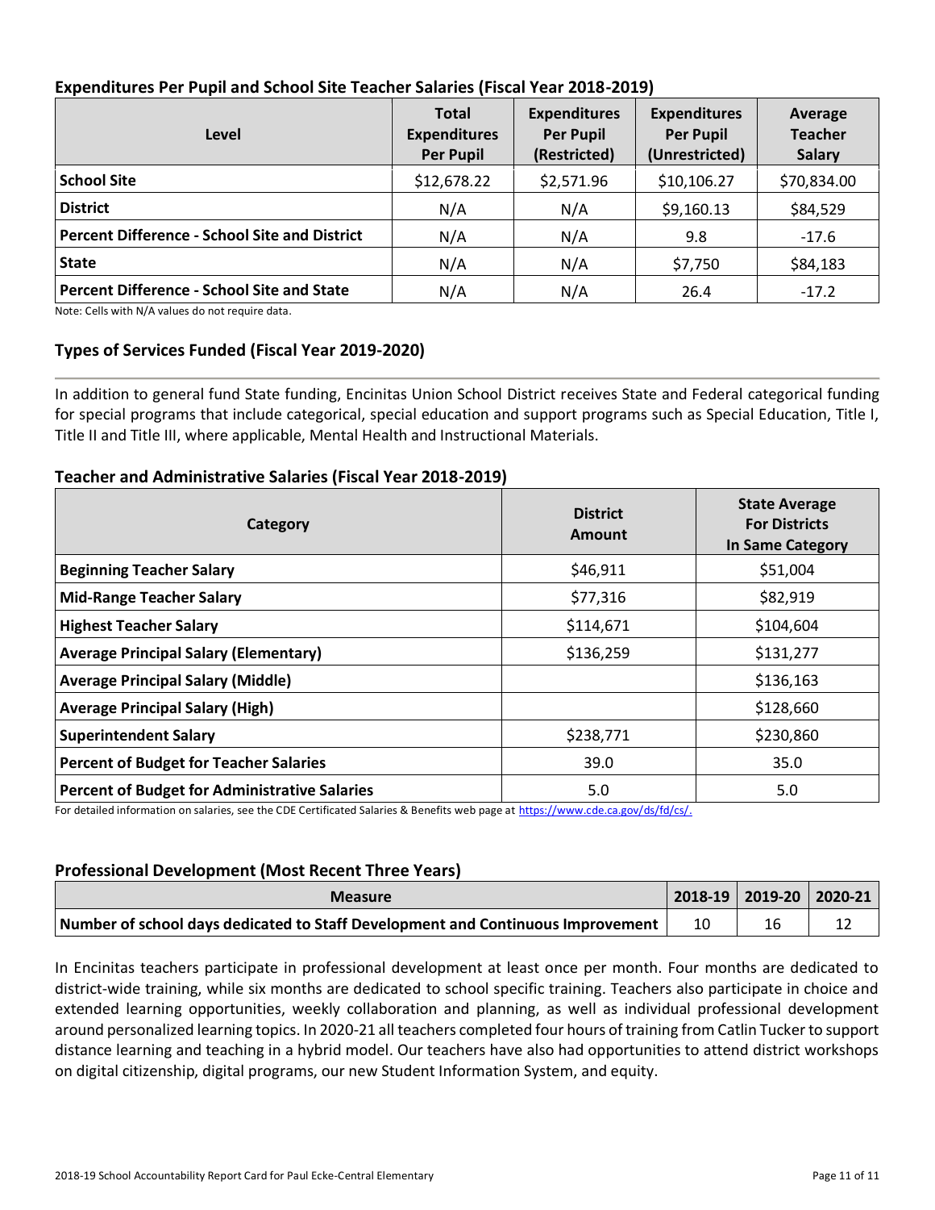## Expenditures Per Pupil and School Site Teacher Salaries (Fiscal Year 2018-2019)

| Level | Total Expenditures Per Pupil | Expenditures Per Pupil (Restricted) | Expenditures Per Pupil (Unrestricted) | Average Teacher Salary |
|---|---|---|---|---|
| **School Site** | $12,678.22 | $2,571.96 | $10,106.27 | $70,834.00 |
| **District** | N/A | N/A | $9,160.13 | $84,529 |
| **Percent Difference - School Site and District** | N/A | N/A | 9.8 | -17.6 |
| **State** | N/A | N/A | $7,750 | $84,183 |
| **Percent Difference - School Site and State** | N/A | N/A | 26.4 | -17.2 |

Note: Cells with N/A values do not require data.

## Types of Services Funded (Fiscal Year 2019-2020)

In addition to general fund State funding, Encinitas Union School District receives State and Federal categorical funding for special programs that include categorical, special education and support programs such as Special Education, Title I, Title II and Title III, where applicable, Mental Health and Instructional Materials.

## Teacher and Administrative Salaries (Fiscal Year 2018-2019)

| Category | District Amount | State Average For Districts In Same Category |
|---|---|---|
| **Beginning Teacher Salary** | $46,911 | $51,004 |
| **Mid-Range Teacher Salary** | $77,316 | $82,919 |
| **Highest Teacher Salary** | $114,671 | $104,604 |
| **Average Principal Salary (Elementary)** | $136,259 | $131,277 |
| **Average Principal Salary (Middle)** | | $136,163 |
| **Average Principal Salary (High)** | | $128,660 |
| **Superintendent Salary** | $238,771 | $230,860 |
| **Percent of Budget for Teacher Salaries** | 39.0 | 35.0 |
| **Percent of Budget for Administrative Salaries** | 5.0 | 5.0 |

For detailed information on salaries, see the CDE Certificated Salaries & Benefits web page at https://www.cde.ca.gov/ds/fd/cs/.

## Professional Development (Most Recent Three Years)

| Measure | 2018-19 | 2019-20 | 2020-21 |
|---|---|---|---|
| **Number of school days dedicated to Staff Development and Continuous Improvement** | 10 | 16 | 12 |

In Encinitas teachers participate in professional development at least once per month. Four months are dedicated to district-wide training, while six months are dedicated to school specific training. Teachers also participate in choice and extended learning opportunities, weekly collaboration and planning, as well as individual professional development around personalized learning topics. In 2020-21 all teachers completed four hours of training from Catlin Tucker to support distance learning and teaching in a hybrid model. Our teachers have also had opportunities to attend district workshops on digital citizenship, digital programs, our new Student Information System, and equity.